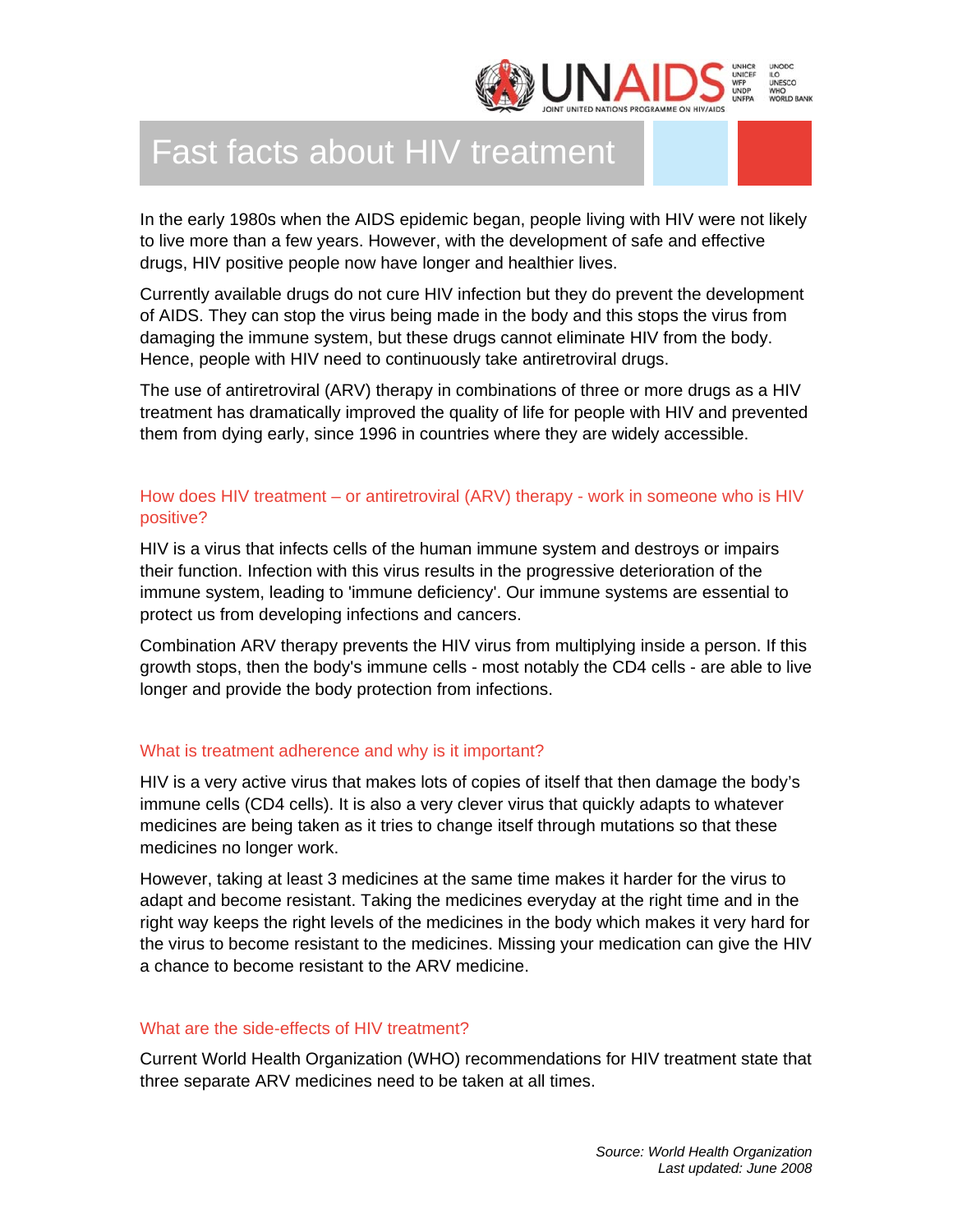# Fast facts about HIV treatment

In the early 1980s when the AIDS epidemic began, people living with HIV were not likely to live more than a few years. However, with the development of safe and effective drugs, HIV positive people now have longer and healthier lives.

Currently available drugs do not cure HIV infection but they do prevent the development of AIDS. They can stop the virus being made in the body and this stops the virus from damaging the immune system, but these drugs cannot eliminate HIV from the body. Hence, people with HIV need to continuously take antiretroviral drugs.

The use of antiretroviral (ARV) therapy in combinations of three or more drugs as a HIV treatment has dramatically improved the quality of life for people with HIV and prevented them from dying early, since 1996 in countries where they are widely accessible.

## How does HIV treatment – or antiretroviral (ARV) therapy - work in someone who is HIV positive?

HIV is a virus that infects cells of the human immune system and destroys or impairs their function. Infection with this virus results in the progressive deterioration of the immune system, leading to 'immune deficiency'. Our immune systems are essential to protect us from developing infections and cancers.

Combination ARV therapy prevents the HIV virus from multiplying inside a person. If this growth stops, then the body's immune cells - most notably the CD4 cells - are able to live longer and provide the body protection from infections.

## What is treatment adherence and why is it important?

HIV is a very active virus that makes lots of copies of itself that then damage the body's immune cells (CD4 cells). It is also a very clever virus that quickly adapts to whatever medicines are being taken as it tries to change itself through mutations so that these medicines no longer work.

However, taking at least 3 medicines at the same time makes it harder for the virus to adapt and become resistant. Taking the medicines everyday at the right time and in the right way keeps the right levels of the medicines in the body which makes it very hard for the virus to become resistant to the medicines. Missing your medication can give the HIV a chance to become resistant to the ARV medicine.

## What are the side-effects of HIV treatment?

Current World Health Organization (WHO) recommendations for HIV treatment state that three separate ARV medicines need to be taken at all times.

*Source: World Health Organization*
*Last updated: June 2008*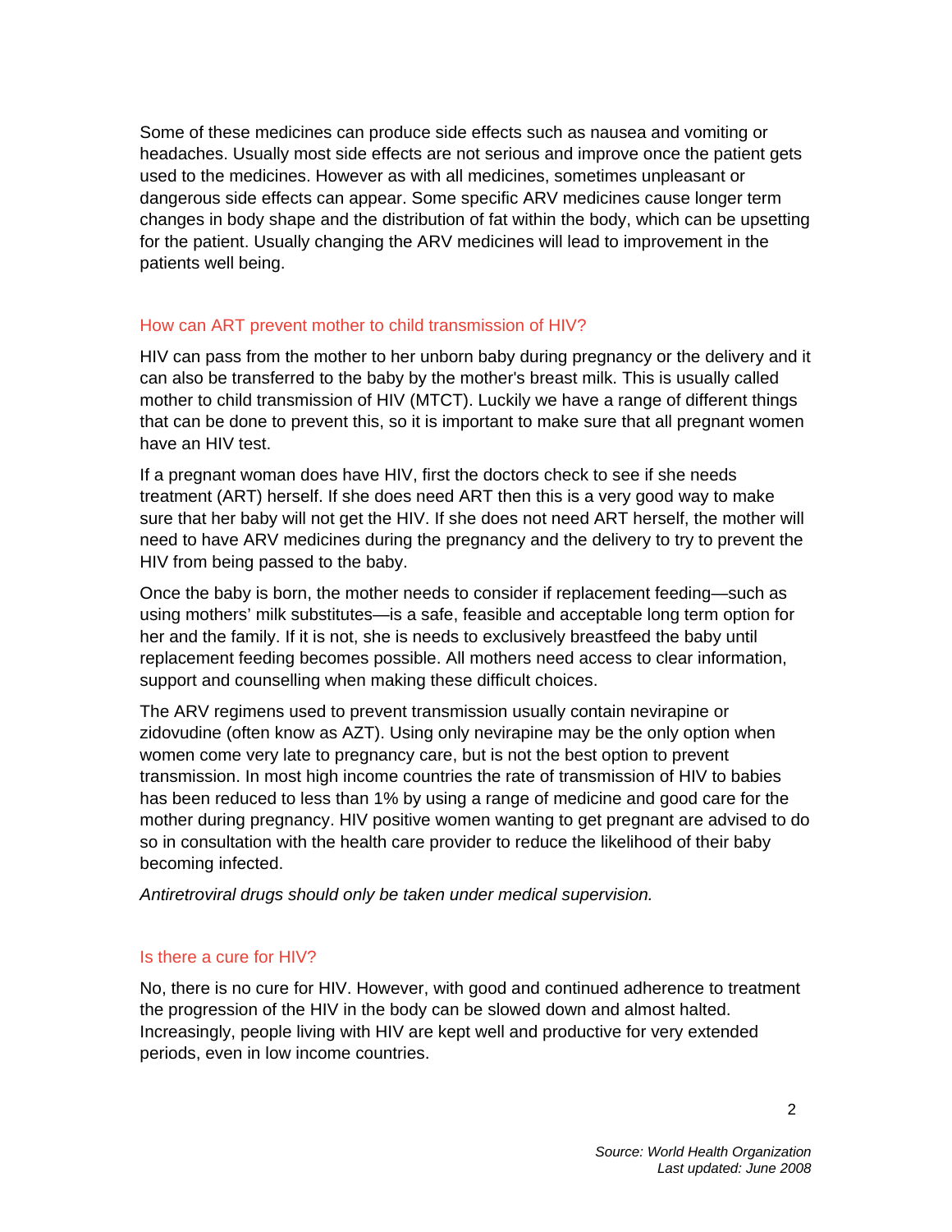Some of these medicines can produce side effects such as nausea and vomiting or headaches. Usually most side effects are not serious and improve once the patient gets used to the medicines. However as with all medicines, sometimes unpleasant or dangerous side effects can appear. Some specific ARV medicines cause longer term changes in body shape and the distribution of fat within the body, which can be upsetting for the patient. Usually changing the ARV medicines will lead to improvement in the patients well being.

## How can ART prevent mother to child transmission of HIV?

HIV can pass from the mother to her unborn baby during pregnancy or the delivery and it can also be transferred to the baby by the mother's breast milk. This is usually called mother to child transmission of HIV (MTCT). Luckily we have a range of different things that can be done to prevent this, so it is important to make sure that all pregnant women have an HIV test.

If a pregnant woman does have HIV, first the doctors check to see if she needs treatment (ART) herself. If she does need ART then this is a very good way to make sure that her baby will not get the HIV. If she does not need ART herself, the mother will need to have ARV medicines during the pregnancy and the delivery to try to prevent the HIV from being passed to the baby.

Once the baby is born, the mother needs to consider if replacement feeding—such as using mothers' milk substitutes—is a safe, feasible and acceptable long term option for her and the family. If it is not, she is needs to exclusively breastfeed the baby until replacement feeding becomes possible. All mothers need access to clear information, support and counselling when making these difficult choices.

The ARV regimens used to prevent transmission usually contain nevirapine or zidovudine (often know as AZT). Using only nevirapine may be the only option when women come very late to pregnancy care, but is not the best option to prevent transmission. In most high income countries the rate of transmission of HIV to babies has been reduced to less than 1% by using a range of medicine and good care for the mother during pregnancy. HIV positive women wanting to get pregnant are advised to do so in consultation with the health care provider to reduce the likelihood of their baby becoming infected.

*Antiretroviral drugs should only be taken under medical supervision.*

## Is there a cure for HIV?

No, there is no cure for HIV. However, with good and continued adherence to treatment the progression of the HIV in the body can be slowed down and almost halted. Increasingly, people living with HIV are kept well and productive for very extended periods, even in low income countries.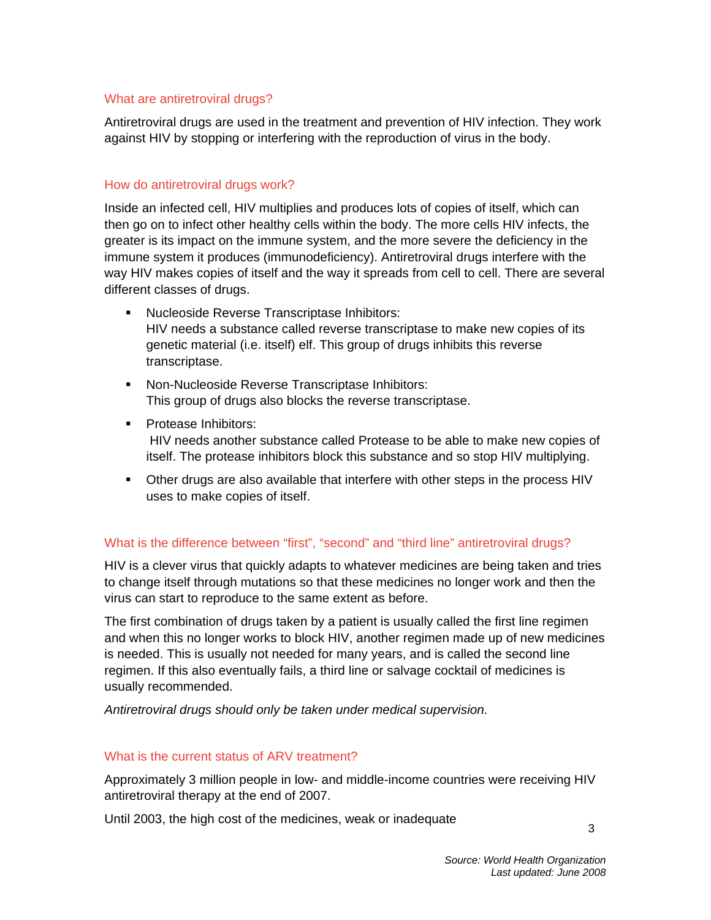## What are antiretroviral drugs?

Antiretroviral drugs are used in the treatment and prevention of HIV infection. They work against HIV by stopping or interfering with the reproduction of virus in the body.

## How do antiretroviral drugs work?

Inside an infected cell, HIV multiplies and produces lots of copies of itself, which can then go on to infect other healthy cells within the body. The more cells HIV infects, the greater is its impact on the immune system, and the more severe the deficiency in the immune system it produces (immunodeficiency). Antiretroviral drugs interfere with the way HIV makes copies of itself and the way it spreads from cell to cell. There are several different classes of drugs.

- Nucleoside Reverse Transcriptase Inhibitors:
  HIV needs a substance called reverse transcriptase to make new copies of its genetic material (i.e. itself) elf. This group of drugs inhibits this reverse transcriptase.
- Non-Nucleoside Reverse Transcriptase Inhibitors:
  This group of drugs also blocks the reverse transcriptase.
- Protease Inhibitors:
  HIV needs another substance called Protease to be able to make new copies of itself. The protease inhibitors block this substance and so stop HIV multiplying.
- Other drugs are also available that interfere with other steps in the process HIV uses to make copies of itself.

## What is the difference between “first”, “second” and “third line” antiretroviral drugs?

HIV is a clever virus that quickly adapts to whatever medicines are being taken and tries to change itself through mutations so that these medicines no longer work and then the virus can start to reproduce to the same extent as before.

The first combination of drugs taken by a patient is usually called the first line regimen and when this no longer works to block HIV, another regimen made up of new medicines is needed. This is usually not needed for many years, and is called the second line regimen. If this also eventually fails, a third line or salvage cocktail of medicines is usually recommended.

*Antiretroviral drugs should only be taken under medical supervision.*

## What is the current status of ARV treatment?

Approximately 3 million people in low- and middle-income countries were receiving HIV antiretroviral therapy at the end of 2007.

Until 2003, the high cost of the medicines, weak or inadequate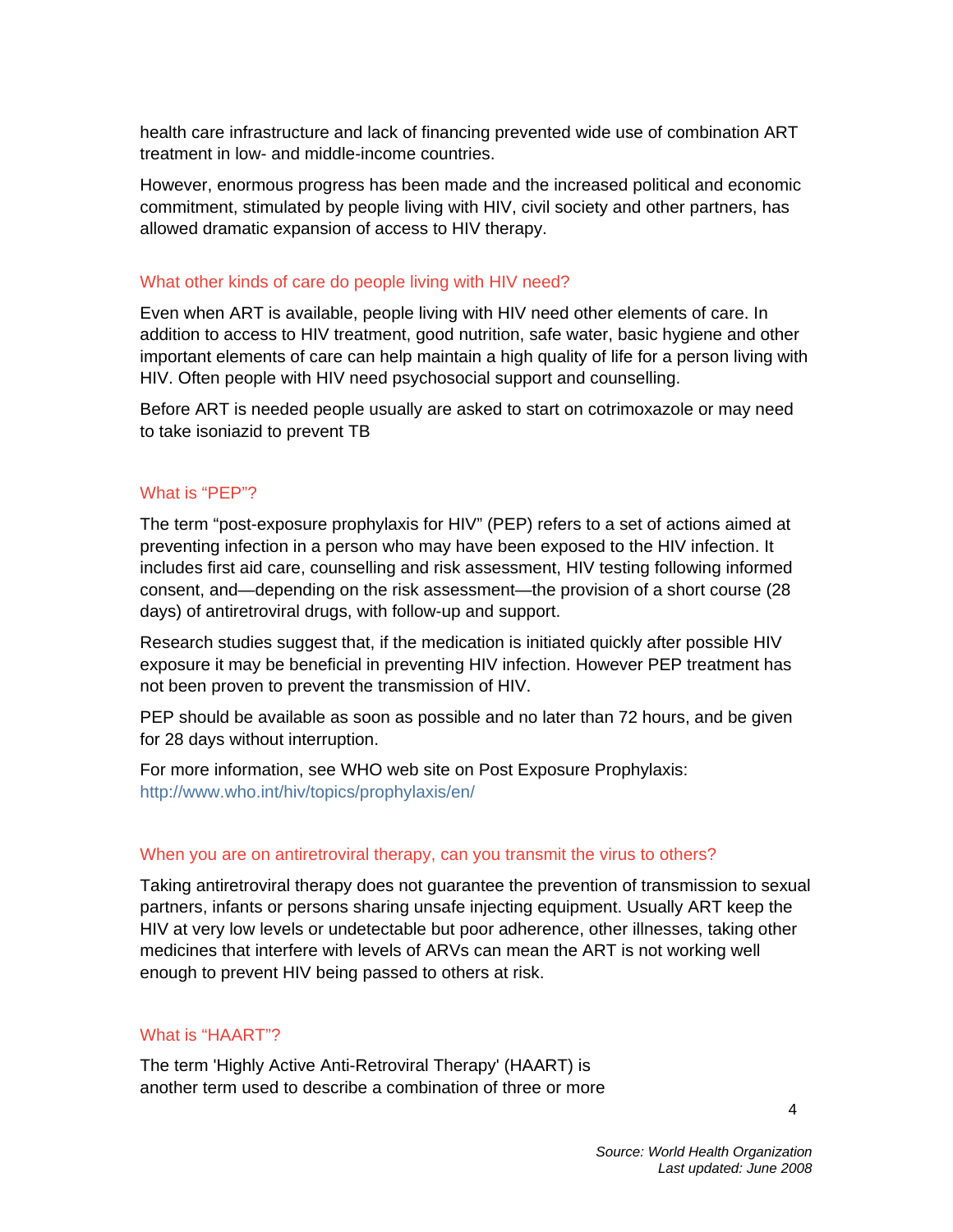health care infrastructure and lack of financing prevented wide use of combination ART treatment in low- and middle-income countries.

However, enormous progress has been made and the increased political and economic commitment, stimulated by people living with HIV, civil society and other partners, has allowed dramatic expansion of access to HIV therapy.

## What other kinds of care do people living with HIV need?

Even when ART is available, people living with HIV need other elements of care. In addition to access to HIV treatment, good nutrition, safe water, basic hygiene and other important elements of care can help maintain a high quality of life for a person living with HIV. Often people with HIV need psychosocial support and counselling.

Before ART is needed people usually are asked to start on cotrimoxazole or may need to take isoniazid to prevent TB

## What is "PEP"?

The term "post-exposure prophylaxis for HIV" (PEP) refers to a set of actions aimed at preventing infection in a person who may have been exposed to the HIV infection. It includes first aid care, counselling and risk assessment, HIV testing following informed consent, and—depending on the risk assessment—the provision of a short course (28 days) of antiretroviral drugs, with follow-up and support.

Research studies suggest that, if the medication is initiated quickly after possible HIV exposure it may be beneficial in preventing HIV infection. However PEP treatment has not been proven to prevent the transmission of HIV.

PEP should be available as soon as possible and no later than 72 hours, and be given for 28 days without interruption.

For more information, see WHO web site on Post Exposure Prophylaxis: http://www.who.int/hiv/topics/prophylaxis/en/

## When you are on antiretroviral therapy, can you transmit the virus to others?

Taking antiretroviral therapy does not guarantee the prevention of transmission to sexual partners, infants or persons sharing unsafe injecting equipment. Usually ART keep the HIV at very low levels or undetectable but poor adherence, other illnesses, taking other medicines that interfere with levels of ARVs can mean the ART is not working well enough to prevent HIV being passed to others at risk.

## What is "HAART"?

The term 'Highly Active Anti-Retroviral Therapy' (HAART) is another term used to describe a combination of three or more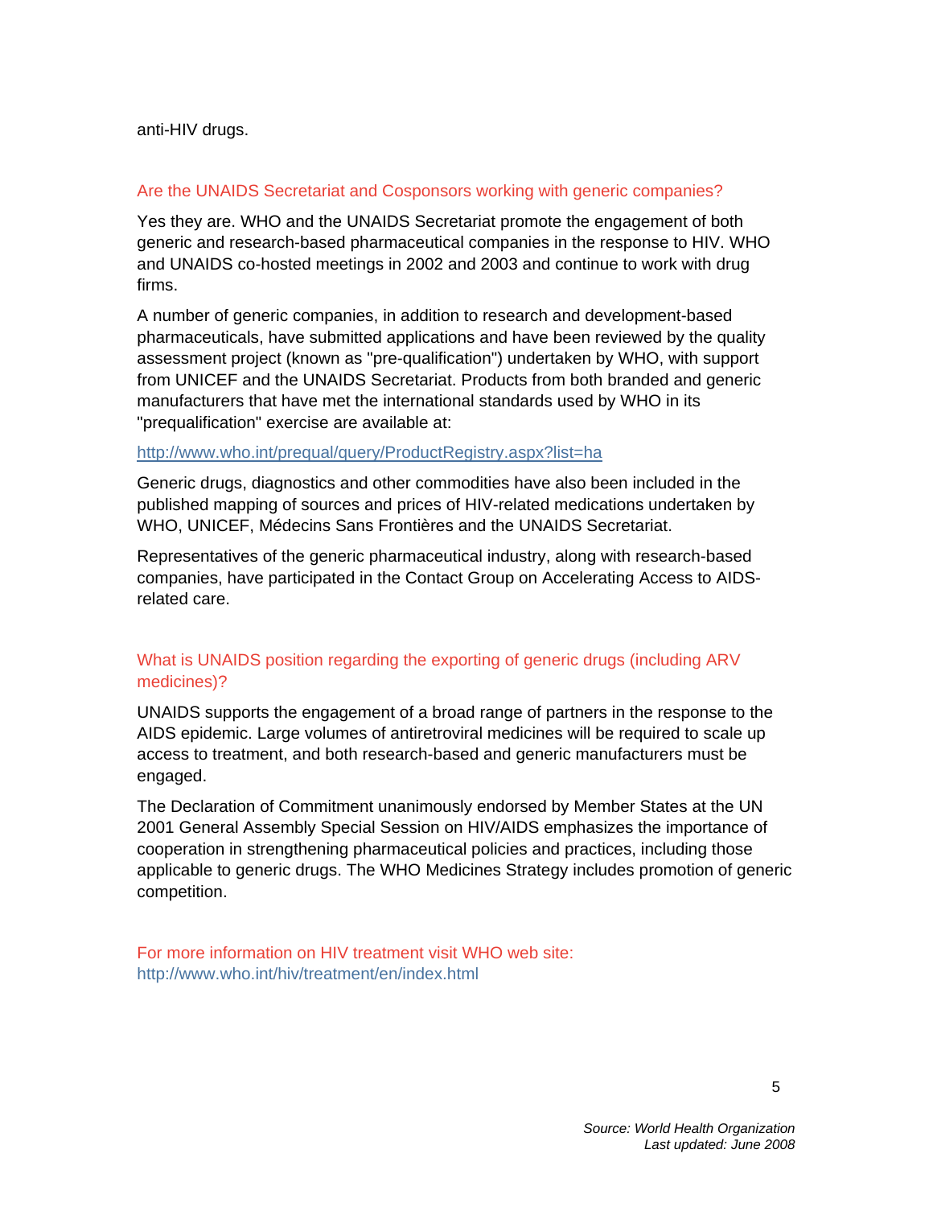anti-HIV drugs.

## Are the UNAIDS Secretariat and Cosponsors working with generic companies?

Yes they are. WHO and the UNAIDS Secretariat promote the engagement of both generic and research-based pharmaceutical companies in the response to HIV. WHO and UNAIDS co-hosted meetings in 2002 and 2003 and continue to work with drug firms.

A number of generic companies, in addition to research and development-based pharmaceuticals, have submitted applications and have been reviewed by the quality assessment project (known as "pre-qualification") undertaken by WHO, with support from UNICEF and the UNAIDS Secretariat. Products from both branded and generic manufacturers that have met the international standards used by WHO in its "prequalification" exercise are available at:

http://www.who.int/prequal/query/ProductRegistry.aspx?list=ha

Generic drugs, diagnostics and other commodities have also been included in the published mapping of sources and prices of HIV-related medications undertaken by WHO, UNICEF, Médecins Sans Frontières and the UNAIDS Secretariat.

Representatives of the generic pharmaceutical industry, along with research-based companies, have participated in the Contact Group on Accelerating Access to AIDS-related care.

## What is UNAIDS position regarding the exporting of generic drugs (including ARV medicines)?

UNAIDS supports the engagement of a broad range of partners in the response to the AIDS epidemic. Large volumes of antiretroviral medicines will be required to scale up access to treatment, and both research-based and generic manufacturers must be engaged.

The Declaration of Commitment unanimously endorsed by Member States at the UN 2001 General Assembly Special Session on HIV/AIDS emphasizes the importance of cooperation in strengthening pharmaceutical policies and practices, including those applicable to generic drugs. The WHO Medicines Strategy includes promotion of generic competition.

For more information on HIV treatment visit WHO web site:
http://www.who.int/hiv/treatment/en/index.html

*Source: World Health Organization*
*Last updated: June 2008*